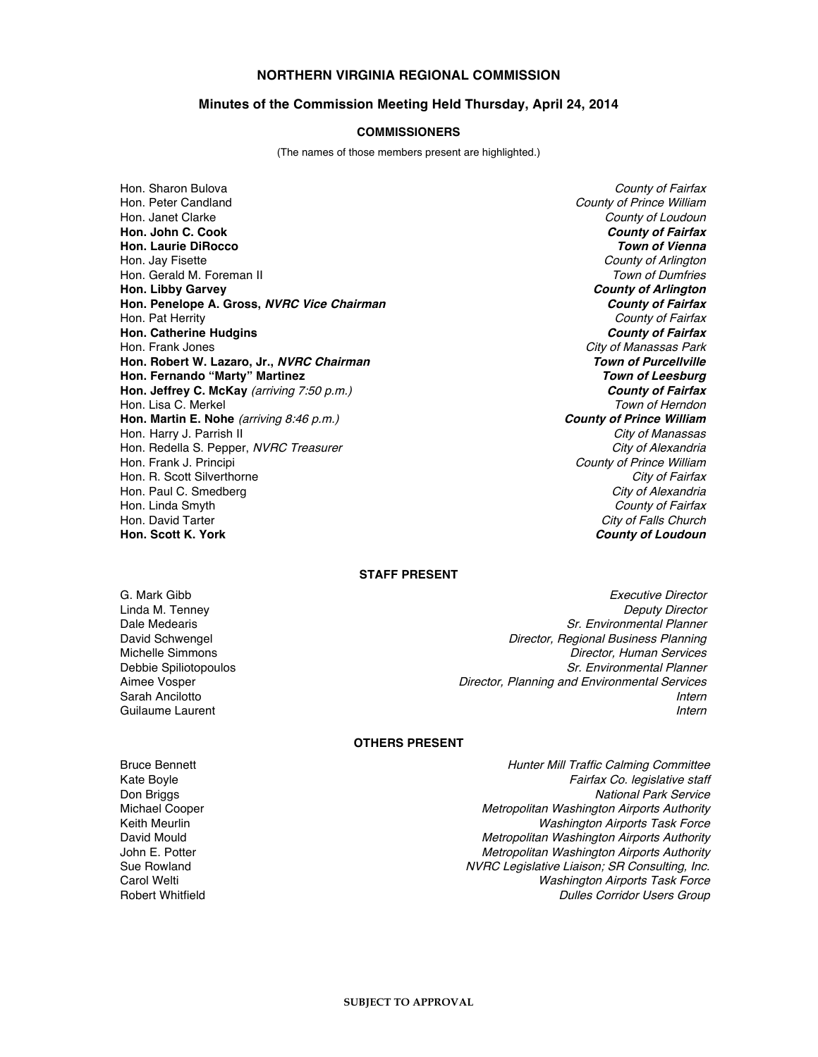# NORTHERN VIRGINIA REGIONAL COMMISSION

## Minutes of the Commission Meeting Held Thursday, April 24, 2014

### COMMISSIONERS

(The names of those members present are highlighted.)

| | |
|---|---|
| Hon. Sharon Bulova | *County of Fairfax* |
| Hon. Peter Candland | *County of Prince William* |
| Hon. Janet Clarke | *County of Loudoun* |
| **Hon. John C. Cook** | ***County of Fairfax*** |
| **Hon. Laurie DiRocco** | ***Town of Vienna*** |
| Hon. Jay Fisette | *County of Arlington* |
| Hon. Gerald M. Foreman II | *Town of Dumfries* |
| **Hon. Libby Garvey** | ***County of Arlington*** |
| **Hon. Penelope A. Gross, *NVRC Vice Chairman*** | ***County of Fairfax*** |
| Hon. Pat Herrity | *County of Fairfax* |
| **Hon. Catherine Hudgins** | ***County of Fairfax*** |
| Hon. Frank Jones | *City of Manassas Park* |
| **Hon. Robert W. Lazaro, Jr., *NVRC Chairman*** | ***Town of Purcellville*** |
| **Hon. Fernando "Marty" Martinez** | ***Town of Leesburg*** |
| **Hon. Jeffrey C. McKay** *(arriving 7:50 p.m.)* | ***County of Fairfax*** |
| Hon. Lisa C. Merkel | *Town of Herndon* |
| **Hon. Martin E. Nohe** *(arriving 8:46 p.m.)* | ***County of Prince William*** |
| Hon. Harry J. Parrish II | *City of Manassas* |
| Hon. Redella S. Pepper, *NVRC Treasurer* | *City of Alexandria* |
| Hon. Frank J. Principi | *County of Prince William* |
| Hon. R. Scott Silverthorne | *City of Fairfax* |
| Hon. Paul C. Smedberg | *City of Alexandria* |
| Hon. Linda Smyth | *County of Fairfax* |
| Hon. David Tarter | *City of Falls Church* |
| **Hon. Scott K. York** | ***County of Loudoun*** |

### STAFF PRESENT

| | |
|---|---|
| G. Mark Gibb | *Executive Director* |
| Linda M. Tenney | *Deputy Director* |
| Dale Medearis | *Sr. Environmental Planner* |
| David Schwengel | *Director, Regional Business Planning* |
| Michelle Simmons | *Director, Human Services* |
| Debbie Spiliotopoulos | *Sr. Environmental Planner* |
| Aimee Vosper | *Director, Planning and Environmental Services* |
| Sarah Ancilotto | *Intern* |
| Guilaume Laurent | *Intern* |

### OTHERS PRESENT

| | |
|---|---|
| Bruce Bennett | *Hunter Mill Traffic Calming Committee* |
| Kate Boyle | *Fairfax Co. legislative staff* |
| Don Briggs | *National Park Service* |
| Michael Cooper | *Metropolitan Washington Airports Authority* |
| Keith Meurlin | *Washington Airports Task Force* |
| David Mould | *Metropolitan Washington Airports Authority* |
| John E. Potter | *Metropolitan Washington Airports Authority* |
| Sue Rowland | *NVRC Legislative Liaison; SR Consulting, Inc.* |
| Carol Welti | *Washington Airports Task Force* |
| Robert Whitfield | *Dulles Corridor Users Group* |

SUBJECT TO APPROVAL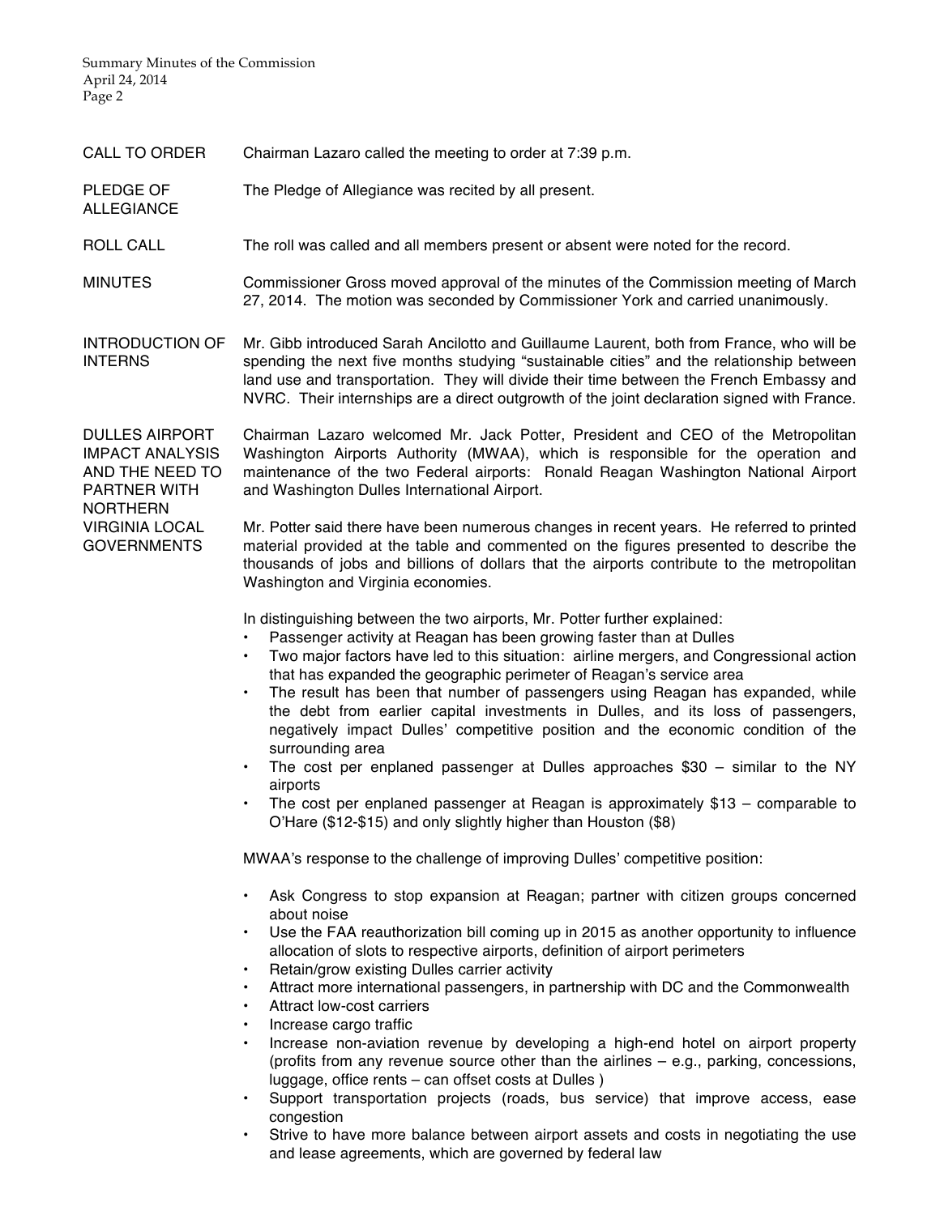**CALL TO ORDER**

Chairman Lazaro called the meeting to order at 7:39 p.m.

**PLEDGE OF ALLEGIANCE**

The Pledge of Allegiance was recited by all present.

**ROLL CALL**

The roll was called and all members present or absent were noted for the record.

**MINUTES**

Commissioner Gross moved approval of the minutes of the Commission meeting of March 27, 2014. The motion was seconded by Commissioner York and carried unanimously.

**INTRODUCTION OF INTERNS**

Mr. Gibb introduced Sarah Ancilotto and Guillaume Laurent, both from France, who will be spending the next five months studying "sustainable cities" and the relationship between land use and transportation. They will divide their time between the French Embassy and NVRC. Their internships are a direct outgrowth of the joint declaration signed with France.

**DULLES AIRPORT IMPACT ANALYSIS AND THE NEED TO PARTNER WITH NORTHERN VIRGINIA LOCAL GOVERNMENTS**

Chairman Lazaro welcomed Mr. Jack Potter, President and CEO of the Metropolitan Washington Airports Authority (MWAA), which is responsible for the operation and maintenance of the two Federal airports: Ronald Reagan Washington National Airport and Washington Dulles International Airport.

Mr. Potter said there have been numerous changes in recent years. He referred to printed material provided at the table and commented on the figures presented to describe the thousands of jobs and billions of dollars that the airports contribute to the metropolitan Washington and Virginia economies.

In distinguishing between the two airports, Mr. Potter further explained:

- Passenger activity at Reagan has been growing faster than at Dulles
- Two major factors have led to this situation: airline mergers, and Congressional action that has expanded the geographic perimeter of Reagan's service area
- The result has been that number of passengers using Reagan has expanded, while the debt from earlier capital investments in Dulles, and its loss of passengers, negatively impact Dulles' competitive position and the economic condition of the surrounding area
- The cost per enplaned passenger at Dulles approaches $30 – similar to the NY airports
- The cost per enplaned passenger at Reagan is approximately $13 – comparable to O'Hare ($12-$15) and only slightly higher than Houston ($8)

MWAA's response to the challenge of improving Dulles' competitive position:

- Ask Congress to stop expansion at Reagan; partner with citizen groups concerned about noise
- Use the FAA reauthorization bill coming up in 2015 as another opportunity to influence allocation of slots to respective airports, definition of airport perimeters
- Retain/grow existing Dulles carrier activity
- Attract more international passengers, in partnership with DC and the Commonwealth
- Attract low-cost carriers
- Increase cargo traffic
- Increase non-aviation revenue by developing a high-end hotel on airport property (profits from any revenue source other than the airlines – e.g., parking, concessions, luggage, office rents – can offset costs at Dulles )
- Support transportation projects (roads, bus service) that improve access, ease congestion
- Strive to have more balance between airport assets and costs in negotiating the use and lease agreements, which are governed by federal law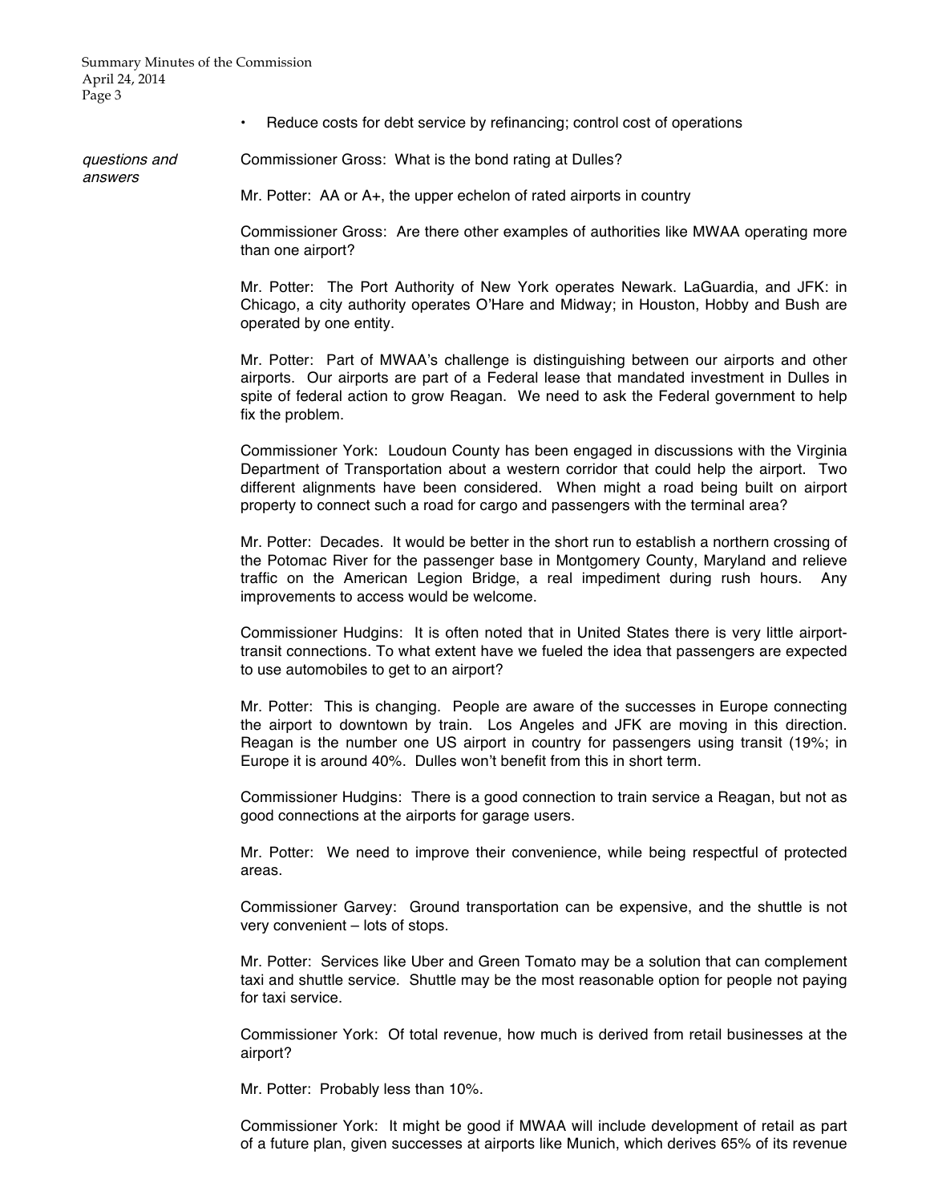- Reduce costs for debt service by refinancing; control cost of operations

*questions and answers*

Commissioner Gross: What is the bond rating at Dulles?

Mr. Potter: AA or A+, the upper echelon of rated airports in country

Commissioner Gross: Are there other examples of authorities like MWAA operating more than one airport?

Mr. Potter: The Port Authority of New York operates Newark. LaGuardia, and JFK: in Chicago, a city authority operates O'Hare and Midway; in Houston, Hobby and Bush are operated by one entity.

Mr. Potter: Part of MWAA's challenge is distinguishing between our airports and other airports. Our airports are part of a Federal lease that mandated investment in Dulles in spite of federal action to grow Reagan. We need to ask the Federal government to help fix the problem.

Commissioner York: Loudoun County has been engaged in discussions with the Virginia Department of Transportation about a western corridor that could help the airport. Two different alignments have been considered. When might a road being built on airport property to connect such a road for cargo and passengers with the terminal area?

Mr. Potter: Decades. It would be better in the short run to establish a northern crossing of the Potomac River for the passenger base in Montgomery County, Maryland and relieve traffic on the American Legion Bridge, a real impediment during rush hours. Any improvements to access would be welcome.

Commissioner Hudgins: It is often noted that in United States there is very little airport-transit connections. To what extent have we fueled the idea that passengers are expected to use automobiles to get to an airport?

Mr. Potter: This is changing. People are aware of the successes in Europe connecting the airport to downtown by train. Los Angeles and JFK are moving in this direction. Reagan is the number one US airport in country for passengers using transit (19%; in Europe it is around 40%. Dulles won't benefit from this in short term.

Commissioner Hudgins: There is a good connection to train service a Reagan, but not as good connections at the airports for garage users.

Mr. Potter: We need to improve their convenience, while being respectful of protected areas.

Commissioner Garvey: Ground transportation can be expensive, and the shuttle is not very convenient – lots of stops.

Mr. Potter: Services like Uber and Green Tomato may be a solution that can complement taxi and shuttle service. Shuttle may be the most reasonable option for people not paying for taxi service.

Commissioner York: Of total revenue, how much is derived from retail businesses at the airport?

Mr. Potter: Probably less than 10%.

Commissioner York: It might be good if MWAA will include development of retail as part of a future plan, given successes at airports like Munich, which derives 65% of its revenue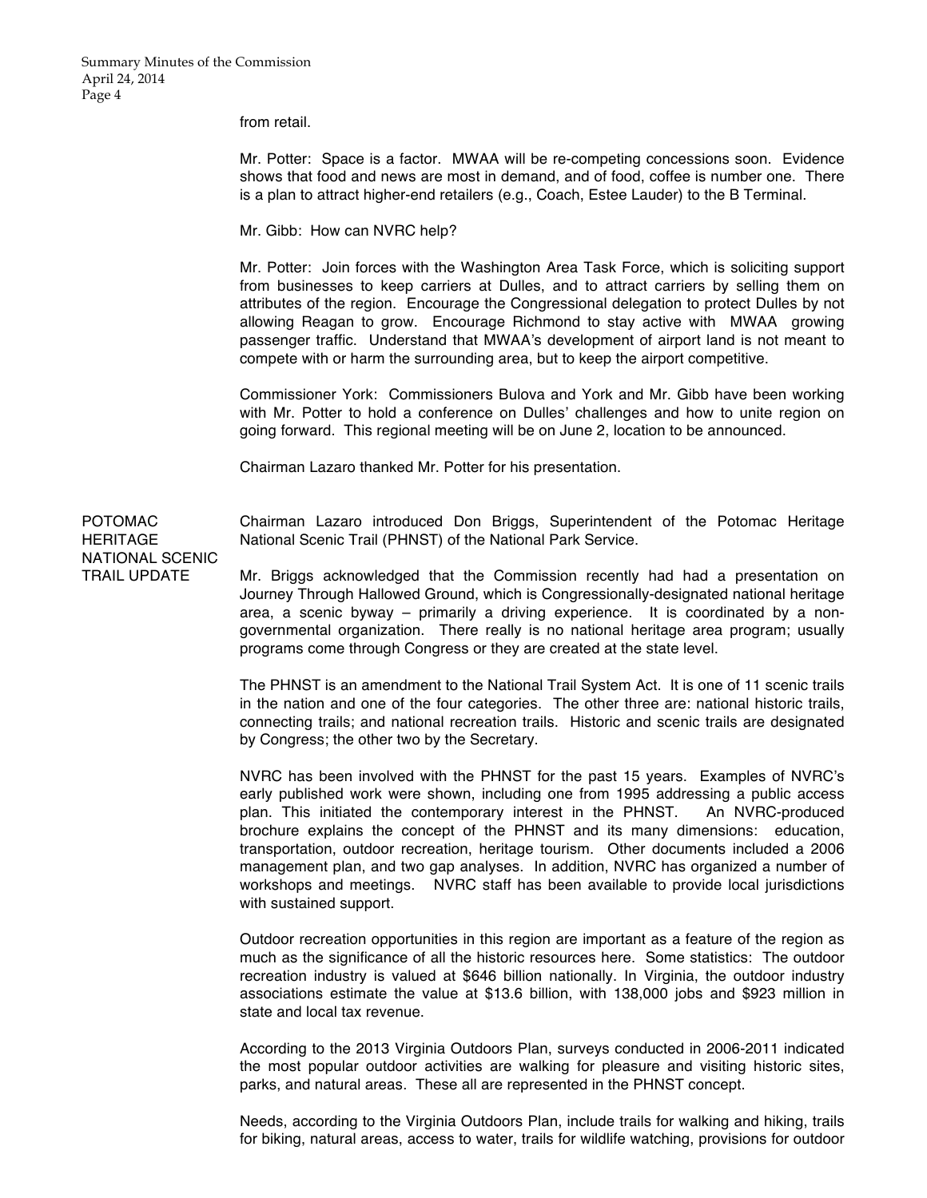from retail.

Mr. Potter: Space is a factor. MWAA will be re-competing concessions soon. Evidence shows that food and news are most in demand, and of food, coffee is number one. There is a plan to attract higher-end retailers (e.g., Coach, Estee Lauder) to the B Terminal.

Mr. Gibb: How can NVRC help?

Mr. Potter: Join forces with the Washington Area Task Force, which is soliciting support from businesses to keep carriers at Dulles, and to attract carriers by selling them on attributes of the region. Encourage the Congressional delegation to protect Dulles by not allowing Reagan to grow. Encourage Richmond to stay active with MWAA growing passenger traffic. Understand that MWAA's development of airport land is not meant to compete with or harm the surrounding area, but to keep the airport competitive.

Commissioner York: Commissioners Bulova and York and Mr. Gibb have been working with Mr. Potter to hold a conference on Dulles' challenges and how to unite region on going forward. This regional meeting will be on June 2, location to be announced.

Chairman Lazaro thanked Mr. Potter for his presentation.

## POTOMAC HERITAGE NATIONAL SCENIC TRAIL UPDATE

Chairman Lazaro introduced Don Briggs, Superintendent of the Potomac Heritage National Scenic Trail (PHNST) of the National Park Service.

Mr. Briggs acknowledged that the Commission recently had had a presentation on Journey Through Hallowed Ground, which is Congressionally-designated national heritage area, a scenic byway – primarily a driving experience. It is coordinated by a non-governmental organization. There really is no national heritage area program; usually programs come through Congress or they are created at the state level.

The PHNST is an amendment to the National Trail System Act. It is one of 11 scenic trails in the nation and one of the four categories. The other three are: national historic trails, connecting trails; and national recreation trails. Historic and scenic trails are designated by Congress; the other two by the Secretary.

NVRC has been involved with the PHNST for the past 15 years. Examples of NVRC's early published work were shown, including one from 1995 addressing a public access plan. This initiated the contemporary interest in the PHNST. An NVRC-produced brochure explains the concept of the PHNST and its many dimensions: education, transportation, outdoor recreation, heritage tourism. Other documents included a 2006 management plan, and two gap analyses. In addition, NVRC has organized a number of workshops and meetings. NVRC staff has been available to provide local jurisdictions with sustained support.

Outdoor recreation opportunities in this region are important as a feature of the region as much as the significance of all the historic resources here. Some statistics: The outdoor recreation industry is valued at $646 billion nationally. In Virginia, the outdoor industry associations estimate the value at $13.6 billion, with 138,000 jobs and $923 million in state and local tax revenue.

According to the 2013 Virginia Outdoors Plan, surveys conducted in 2006-2011 indicated the most popular outdoor activities are walking for pleasure and visiting historic sites, parks, and natural areas. These all are represented in the PHNST concept.

Needs, according to the Virginia Outdoors Plan, include trails for walking and hiking, trails for biking, natural areas, access to water, trails for wildlife watching, provisions for outdoor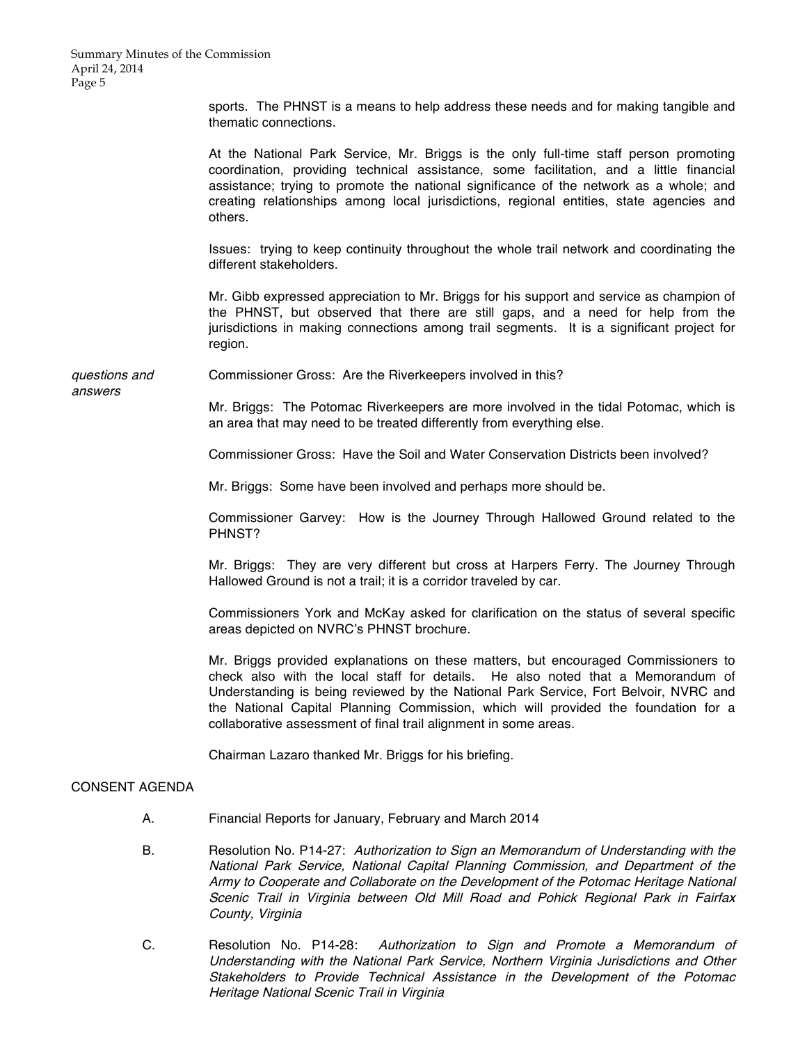sports. The PHNST is a means to help address these needs and for making tangible and thematic connections.

At the National Park Service, Mr. Briggs is the only full-time staff person promoting coordination, providing technical assistance, some facilitation, and a little financial assistance; trying to promote the national significance of the network as a whole; and creating relationships among local jurisdictions, regional entities, state agencies and others.

Issues: trying to keep continuity throughout the whole trail network and coordinating the different stakeholders.

Mr. Gibb expressed appreciation to Mr. Briggs for his support and service as champion of the PHNST, but observed that there are still gaps, and a need for help from the jurisdictions in making connections among trail segments. It is a significant project for region.

*questions and answers*

Commissioner Gross: Are the Riverkeepers involved in this?

Mr. Briggs: The Potomac Riverkeepers are more involved in the tidal Potomac, which is an area that may need to be treated differently from everything else.

Commissioner Gross: Have the Soil and Water Conservation Districts been involved?

Mr. Briggs: Some have been involved and perhaps more should be.

Commissioner Garvey: How is the Journey Through Hallowed Ground related to the PHNST?

Mr. Briggs: They are very different but cross at Harpers Ferry. The Journey Through Hallowed Ground is not a trail; it is a corridor traveled by car.

Commissioners York and McKay asked for clarification on the status of several specific areas depicted on NVRC's PHNST brochure.

Mr. Briggs provided explanations on these matters, but encouraged Commissioners to check also with the local staff for details. He also noted that a Memorandum of Understanding is being reviewed by the National Park Service, Fort Belvoir, NVRC and the National Capital Planning Commission, which will provided the foundation for a collaborative assessment of final trail alignment in some areas.

Chairman Lazaro thanked Mr. Briggs for his briefing.

## CONSENT AGENDA

A. Financial Reports for January, February and March 2014

B. Resolution No. P14-27: *Authorization to Sign an Memorandum of Understanding with the National Park Service, National Capital Planning Commission, and Department of the Army to Cooperate and Collaborate on the Development of the Potomac Heritage National Scenic Trail in Virginia between Old Mill Road and Pohick Regional Park in Fairfax County, Virginia*

C. Resolution No. P14-28: *Authorization to Sign and Promote a Memorandum of Understanding with the National Park Service, Northern Virginia Jurisdictions and Other Stakeholders to Provide Technical Assistance in the Development of the Potomac Heritage National Scenic Trail in Virginia*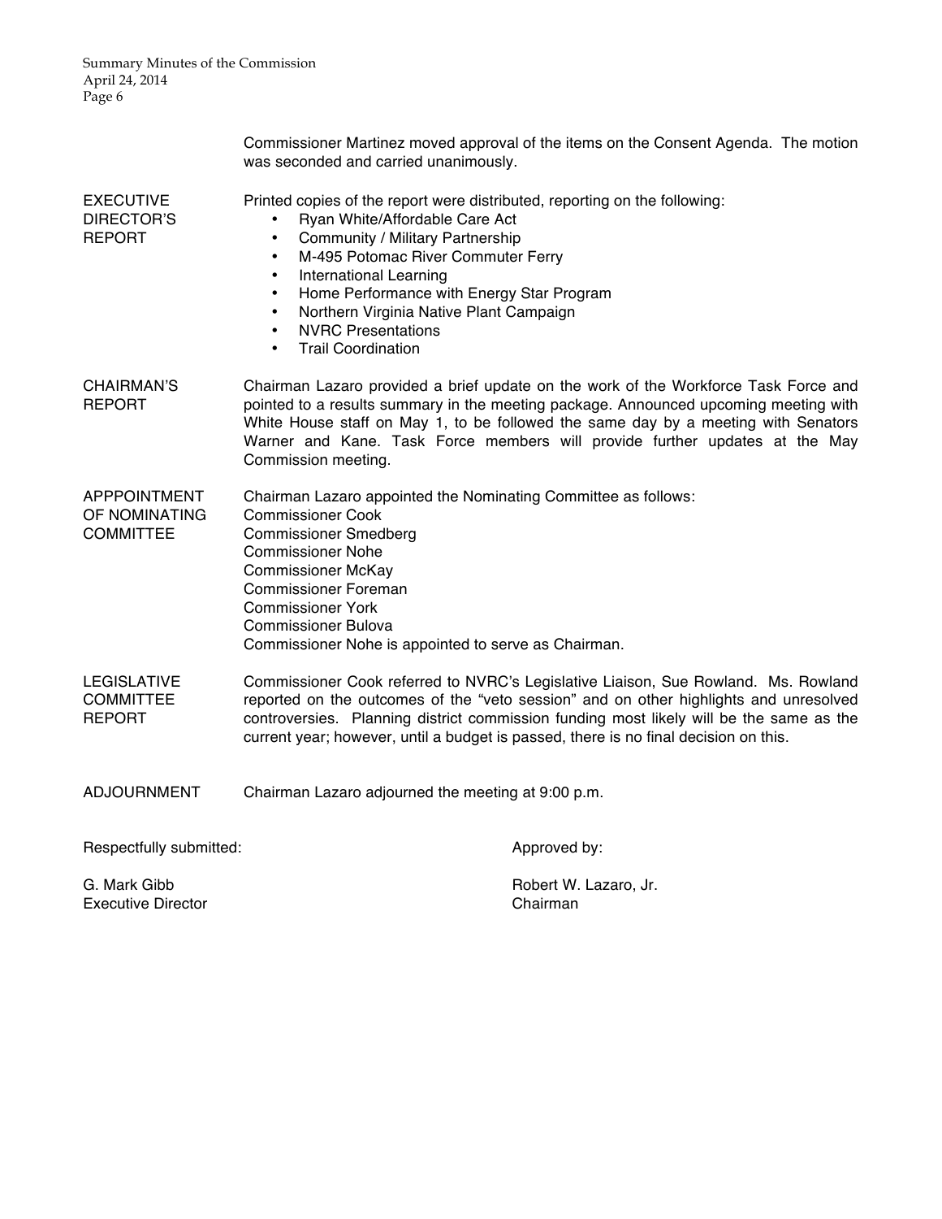Commissioner Martinez moved approval of the items on the Consent Agenda. The motion was seconded and carried unanimously.

**EXECUTIVE DIRECTOR'S REPORT**

Printed copies of the report were distributed, reporting on the following:

- Ryan White/Affordable Care Act
- Community / Military Partnership
- M-495 Potomac River Commuter Ferry
- International Learning
- Home Performance with Energy Star Program
- Northern Virginia Native Plant Campaign
- NVRC Presentations
- Trail Coordination

**CHAIRMAN'S REPORT**

Chairman Lazaro provided a brief update on the work of the Workforce Task Force and pointed to a results summary in the meeting package. Announced upcoming meeting with White House staff on May 1, to be followed the same day by a meeting with Senators Warner and Kane. Task Force members will provide further updates at the May Commission meeting.

**APPPOINTMENT OF NOMINATING COMMITTEE**

Chairman Lazaro appointed the Nominating Committee as follows:
Commissioner Cook
Commissioner Smedberg
Commissioner Nohe
Commissioner McKay
Commissioner Foreman
Commissioner York
Commissioner Bulova
Commissioner Nohe is appointed to serve as Chairman.

**LEGISLATIVE COMMITTEE REPORT**

Commissioner Cook referred to NVRC's Legislative Liaison, Sue Rowland. Ms. Rowland reported on the outcomes of the "veto session" and on other highlights and unresolved controversies. Planning district commission funding most likely will be the same as the current year; however, until a budget is passed, there is no final decision on this.

**ADJOURNMENT**

Chairman Lazaro adjourned the meeting at 9:00 p.m.

Respectfully submitted:

G. Mark Gibb
Executive Director

Approved by:

Robert W. Lazaro, Jr.
Chairman